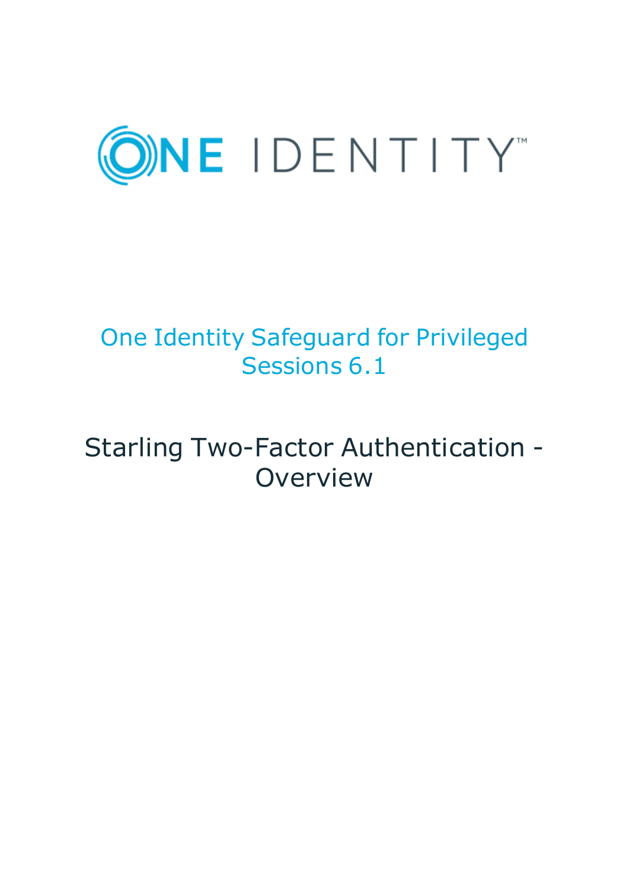ONE IDENTITY

# One Identity Safeguard for Privileged Sessions 6.1

## Starling Two-Factor Authentication - Overview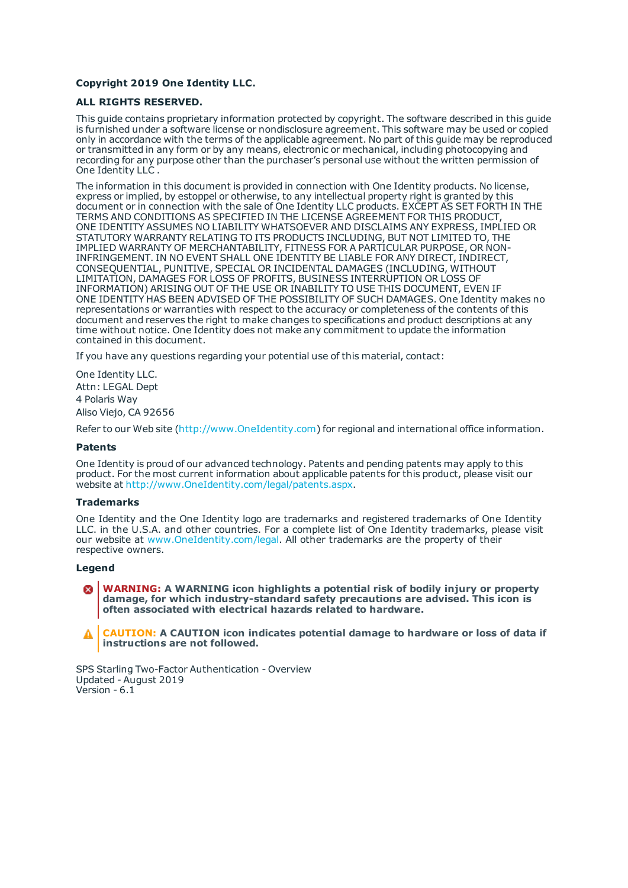**Copyright 2019 One Identity LLC.**

**ALL RIGHTS RESERVED.**

This guide contains proprietary information protected by copyright. The software described in this guide is furnished under a software license or nondisclosure agreement. This software may be used or copied only in accordance with the terms of the applicable agreement. No part of this guide may be reproduced or transmitted in any form or by any means, electronic or mechanical, including photocopying and recording for any purpose other than the purchaser's personal use without the written permission of One Identity LLC .

The information in this document is provided in connection with One Identity products. No license, express or implied, by estoppel or otherwise, to any intellectual property right is granted by this document or in connection with the sale of One Identity LLC products. EXCEPT AS SET FORTH IN THE TERMS AND CONDITIONS AS SPECIFIED IN THE LICENSE AGREEMENT FOR THIS PRODUCT, ONE IDENTITY ASSUMES NO LIABILITY WHATSOEVER AND DISCLAIMS ANY EXPRESS, IMPLIED OR STATUTORY WARRANTY RELATING TO ITS PRODUCTS INCLUDING, BUT NOT LIMITED TO, THE IMPLIED WARRANTY OF MERCHANTABILITY, FITNESS FOR A PARTICULAR PURPOSE, OR NON-INFRINGEMENT. IN NO EVENT SHALL ONE IDENTITY BE LIABLE FOR ANY DIRECT, INDIRECT, CONSEQUENTIAL, PUNITIVE, SPECIAL OR INCIDENTAL DAMAGES (INCLUDING, WITHOUT LIMITATION, DAMAGES FOR LOSS OF PROFITS, BUSINESS INTERRUPTION OR LOSS OF INFORMATION) ARISING OUT OF THE USE OR INABILITY TO USE THIS DOCUMENT, EVEN IF ONE IDENTITY HAS BEEN ADVISED OF THE POSSIBILITY OF SUCH DAMAGES. One Identity makes no representations or warranties with respect to the accuracy or completeness of the contents of this document and reserves the right to make changes to specifications and product descriptions at any time without notice. One Identity does not make any commitment to update the information contained in this document.

If you have any questions regarding your potential use of this material, contact:

One Identity LLC.
Attn: LEGAL Dept
4 Polaris Way
Aliso Viejo, CA 92656

Refer to our Web site (http://www.OneIdentity.com) for regional and international office information.

### Patents

One Identity is proud of our advanced technology. Patents and pending patents may apply to this product. For the most current information about applicable patents for this product, please visit our website at http://www.OneIdentity.com/legal/patents.aspx.

### Trademarks

One Identity and the One Identity logo are trademarks and registered trademarks of One Identity LLC. in the U.S.A. and other countries. For a complete list of One Identity trademarks, please visit our website at www.OneIdentity.com/legal. All other trademarks are the property of their respective owners.

### Legend

**WARNING: A WARNING icon highlights a potential risk of bodily injury or property damage, for which industry-standard safety precautions are advised. This icon is often associated with electrical hazards related to hardware.**

**CAUTION: A CAUTION icon indicates potential damage to hardware or loss of data if instructions are not followed.**

SPS Starling Two-Factor Authentication - Overview
Updated - August 2019
Version - 6.1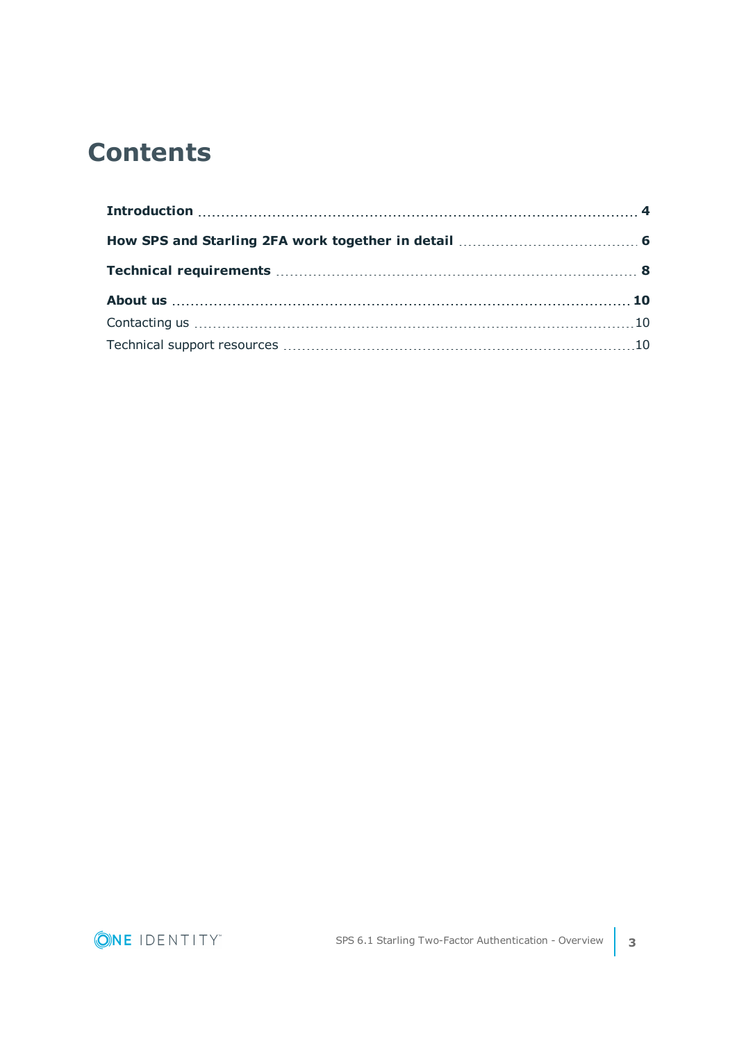# Contents

**Introduction** ... **4**

**How SPS and Starling 2FA work together in detail** ... **6**

**Technical requirements** ... **8**

**About us** ... **10**

Contacting us ... 10

Technical support resources ... 10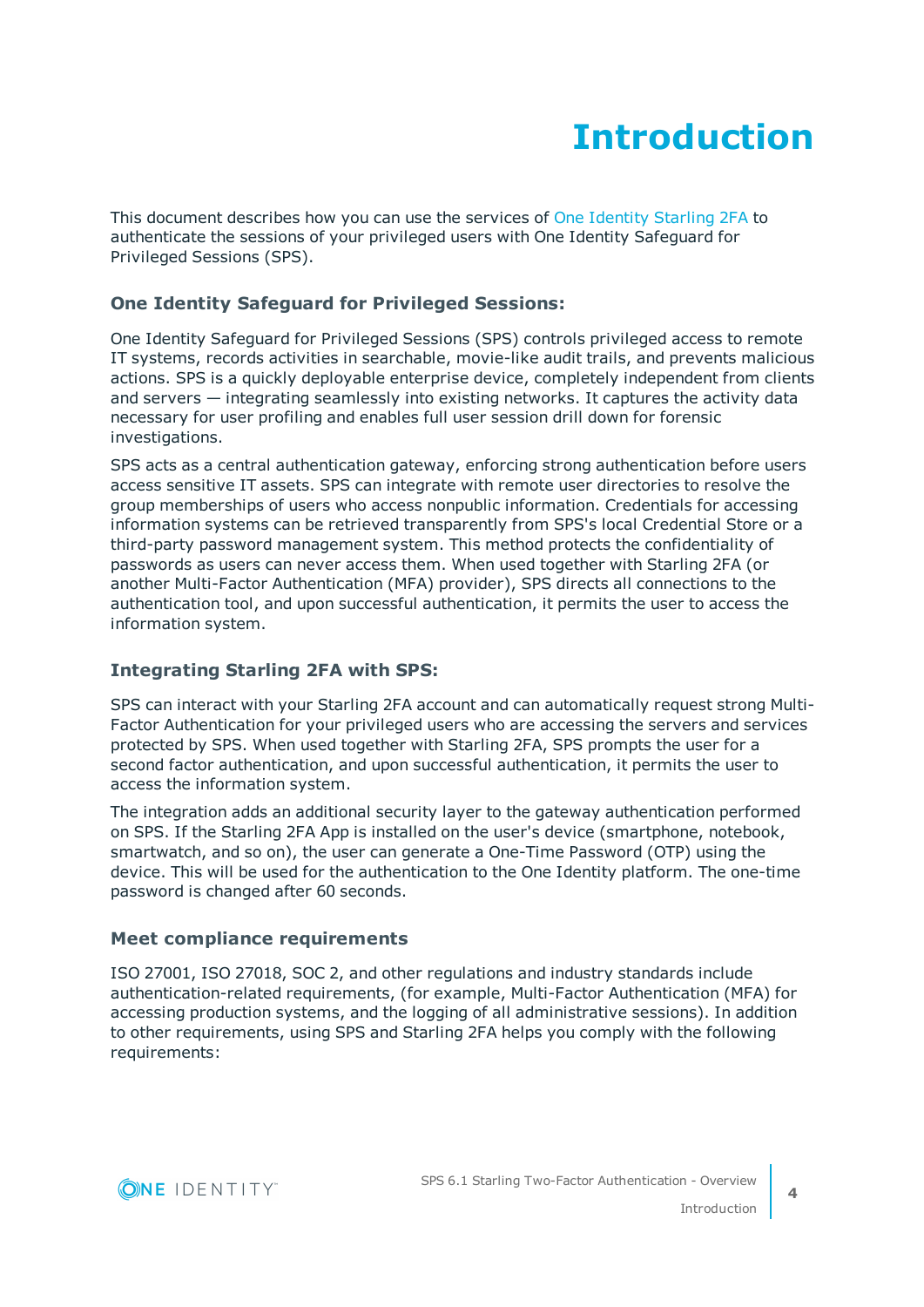# Introduction

This document describes how you can use the services of One Identity Starling 2FA to authenticate the sessions of your privileged users with One Identity Safeguard for Privileged Sessions (SPS).

### One Identity Safeguard for Privileged Sessions:

One Identity Safeguard for Privileged Sessions (SPS) controls privileged access to remote IT systems, records activities in searchable, movie-like audit trails, and prevents malicious actions. SPS is a quickly deployable enterprise device, completely independent from clients and servers — integrating seamlessly into existing networks. It captures the activity data necessary for user profiling and enables full user session drill down for forensic investigations.

SPS acts as a central authentication gateway, enforcing strong authentication before users access sensitive IT assets. SPS can integrate with remote user directories to resolve the group memberships of users who access nonpublic information. Credentials for accessing information systems can be retrieved transparently from SPS's local Credential Store or a third-party password management system. This method protects the confidentiality of passwords as users can never access them. When used together with Starling 2FA (or another Multi-Factor Authentication (MFA) provider), SPS directs all connections to the authentication tool, and upon successful authentication, it permits the user to access the information system.

### Integrating Starling 2FA with SPS:

SPS can interact with your Starling 2FA account and can automatically request strong Multi-Factor Authentication for your privileged users who are accessing the servers and services protected by SPS. When used together with Starling 2FA, SPS prompts the user for a second factor authentication, and upon successful authentication, it permits the user to access the information system.

The integration adds an additional security layer to the gateway authentication performed on SPS. If the Starling 2FA App is installed on the user's device (smartphone, notebook, smartwatch, and so on), the user can generate a One-Time Password (OTP) using the device. This will be used for the authentication to the One Identity platform. The one-time password is changed after 60 seconds.

### Meet compliance requirements

ISO 27001, ISO 27018, SOC 2, and other regulations and industry standards include authentication-related requirements, (for example, Multi-Factor Authentication (MFA) for accessing production systems, and the logging of all administrative sessions). In addition to other requirements, using SPS and Starling 2FA helps you comply with the following requirements: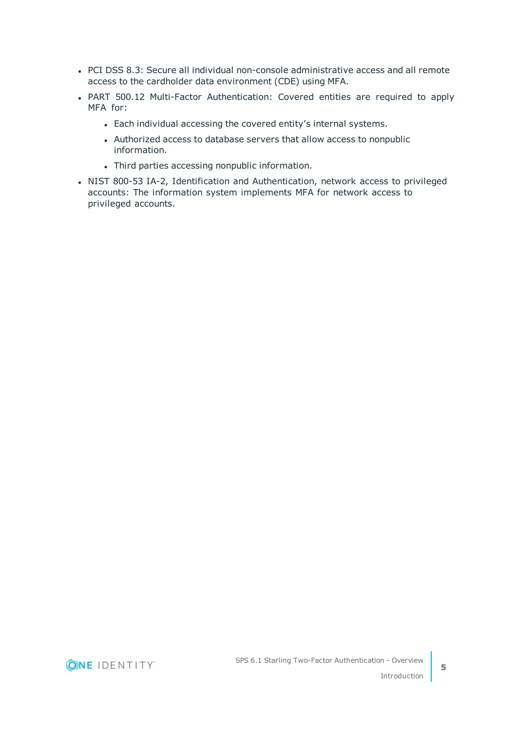- PCI DSS 8.3: Secure all individual non-console administrative access and all remote access to the cardholder data environment (CDE) using MFA.
- PART 500.12 Multi-Factor Authentication: Covered entities are required to apply MFA for:
  - Each individual accessing the covered entity's internal systems.
  - Authorized access to database servers that allow access to nonpublic information.
  - Third parties accessing nonpublic information.
- NIST 800-53 IA-2, Identification and Authentication, network access to privileged accounts: The information system implements MFA for network access to privileged accounts.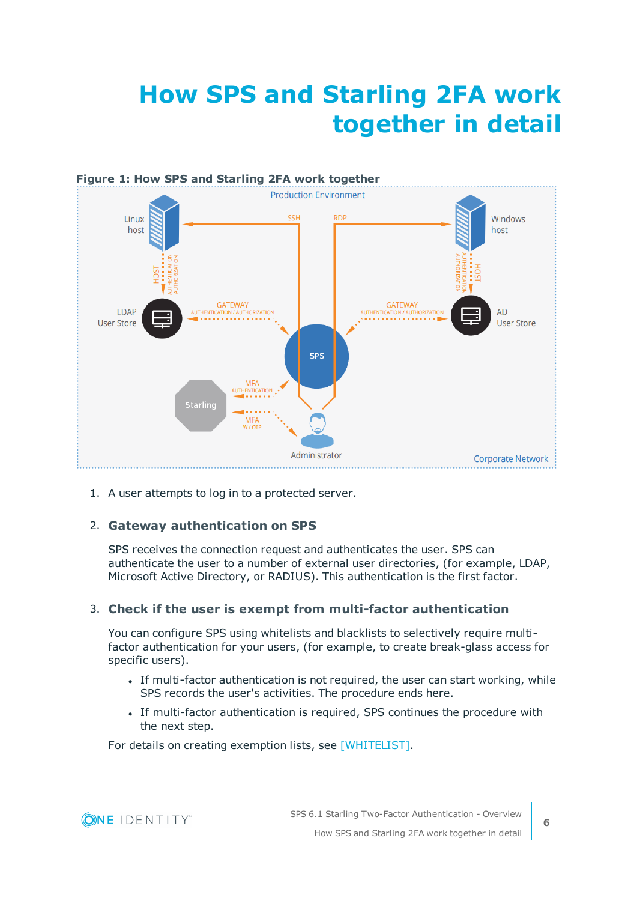# How SPS and Starling 2FA work together in detail

**Figure 1: How SPS and Starling 2FA work together**

1. A user attempts to log in to a protected server.

2. **Gateway authentication on SPS**

   SPS receives the connection request and authenticates the user. SPS can authenticate the user to a number of external user directories, (for example, LDAP, Microsoft Active Directory, or RADIUS). This authentication is the first factor.

3. **Check if the user is exempt from multi-factor authentication**

   You can configure SPS using whitelists and blacklists to selectively require multi-factor authentication for your users, (for example, to create break-glass access for specific users).

   - If multi-factor authentication is not required, the user can start working, while SPS records the user's activities. The procedure ends here.
   - If multi-factor authentication is required, SPS continues the procedure with the next step.

   For details on creating exemption lists, see [WHITELIST].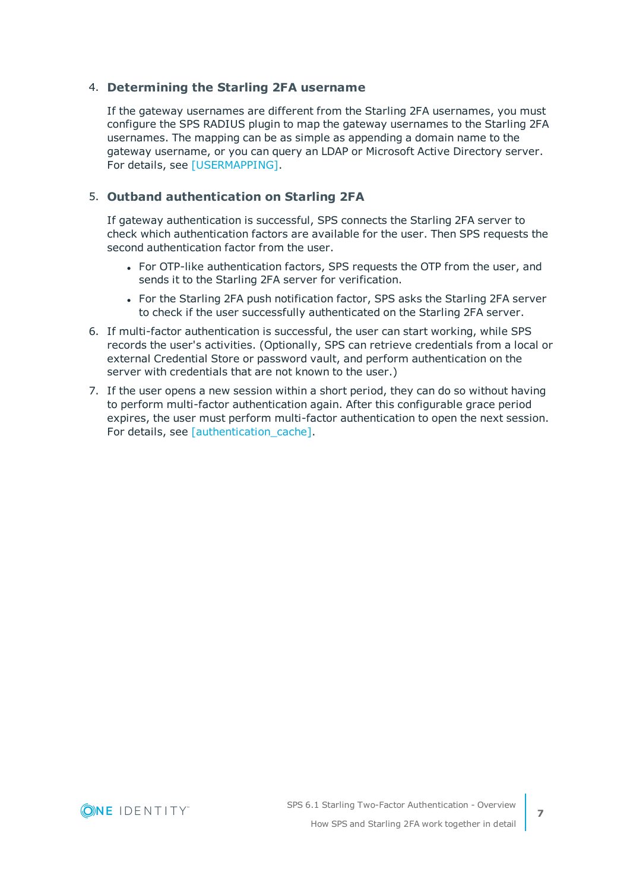4. **Determining the Starling 2FA username**

   If the gateway usernames are different from the Starling 2FA usernames, you must configure the SPS RADIUS plugin to map the gateway usernames to the Starling 2FA usernames. The mapping can be as simple as appending a domain name to the gateway username, or you can query an LDAP or Microsoft Active Directory server. For details, see [USERMAPPING].

5. **Outband authentication on Starling 2FA**

   If gateway authentication is successful, SPS connects the Starling 2FA server to check which authentication factors are available for the user. Then SPS requests the second authentication factor from the user.

   - For OTP-like authentication factors, SPS requests the OTP from the user, and sends it to the Starling 2FA server for verification.
   - For the Starling 2FA push notification factor, SPS asks the Starling 2FA server to check if the user successfully authenticated on the Starling 2FA server.

6. If multi-factor authentication is successful, the user can start working, while SPS records the user's activities. (Optionally, SPS can retrieve credentials from a local or external Credential Store or password vault, and perform authentication on the server with credentials that are not known to the user.)

7. If the user opens a new session within a short period, they can do so without having to perform multi-factor authentication again. After this configurable grace period expires, the user must perform multi-factor authentication to open the next session. For details, see [authentication_cache].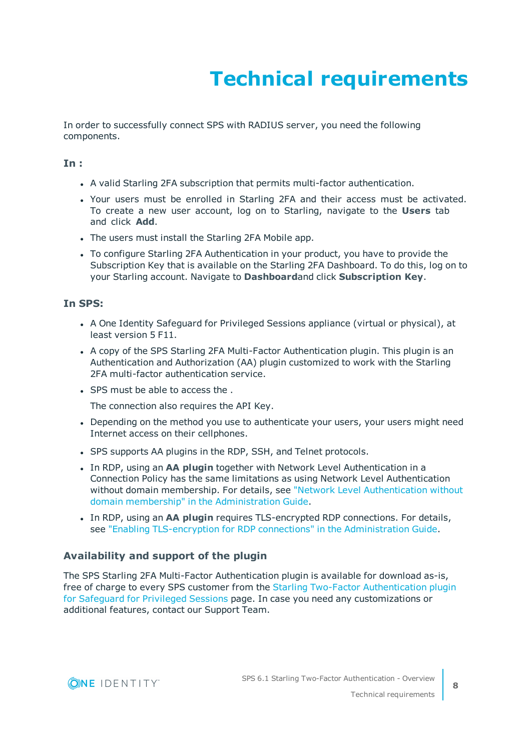# Technical requirements

In order to successfully connect SPS with RADIUS server, you need the following components.

### In :

- A valid Starling 2FA subscription that permits multi-factor authentication.
- Your users must be enrolled in Starling 2FA and their access must be activated. To create a new user account, log on to Starling, navigate to the **Users** tab and click **Add**.
- The users must install the Starling 2FA Mobile app.
- To configure Starling 2FA Authentication in your product, you have to provide the Subscription Key that is available on the Starling 2FA Dashboard. To do this, log on to your Starling account. Navigate to **Dashboard**and click **Subscription Key**.

### In SPS:

- A One Identity Safeguard for Privileged Sessions appliance (virtual or physical), at least version 5 F11.
- A copy of the SPS Starling 2FA Multi-Factor Authentication plugin. This plugin is an Authentication and Authorization (AA) plugin customized to work with the Starling 2FA multi-factor authentication service.
- SPS must be able to access the .

  The connection also requires the API Key.
- Depending on the method you use to authenticate your users, your users might need Internet access on their cellphones.
- SPS supports AA plugins in the RDP, SSH, and Telnet protocols.
- In RDP, using an **AA plugin** together with Network Level Authentication in a Connection Policy has the same limitations as using Network Level Authentication without domain membership. For details, see "Network Level Authentication without domain membership" in the Administration Guide.
- In RDP, using an **AA plugin** requires TLS-encrypted RDP connections. For details, see "Enabling TLS-encryption for RDP connections" in the Administration Guide.

### Availability and support of the plugin

The SPS Starling 2FA Multi-Factor Authentication plugin is available for download as-is, free of charge to every SPS customer from the Starling Two-Factor Authentication plugin for Safeguard for Privileged Sessions page. In case you need any customizations or additional features, contact our Support Team.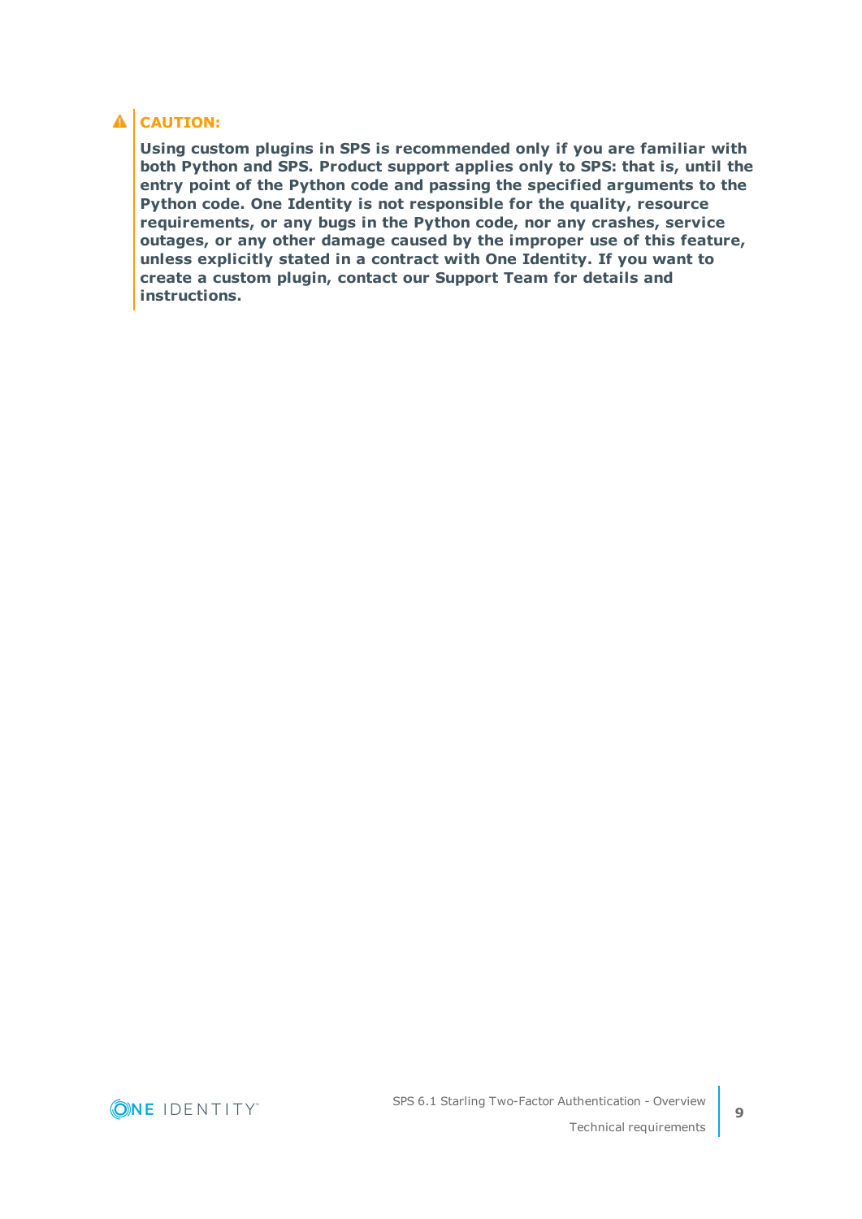**CAUTION:**

**Using custom plugins in SPS is recommended only if you are familiar with both Python and SPS. Product support applies only to SPS: that is, until the entry point of the Python code and passing the specified arguments to the Python code. One Identity is not responsible for the quality, resource requirements, or any bugs in the Python code, nor any crashes, service outages, or any other damage caused by the improper use of this feature, unless explicitly stated in a contract with One Identity. If you want to create a custom plugin, contact our Support Team for details and instructions.**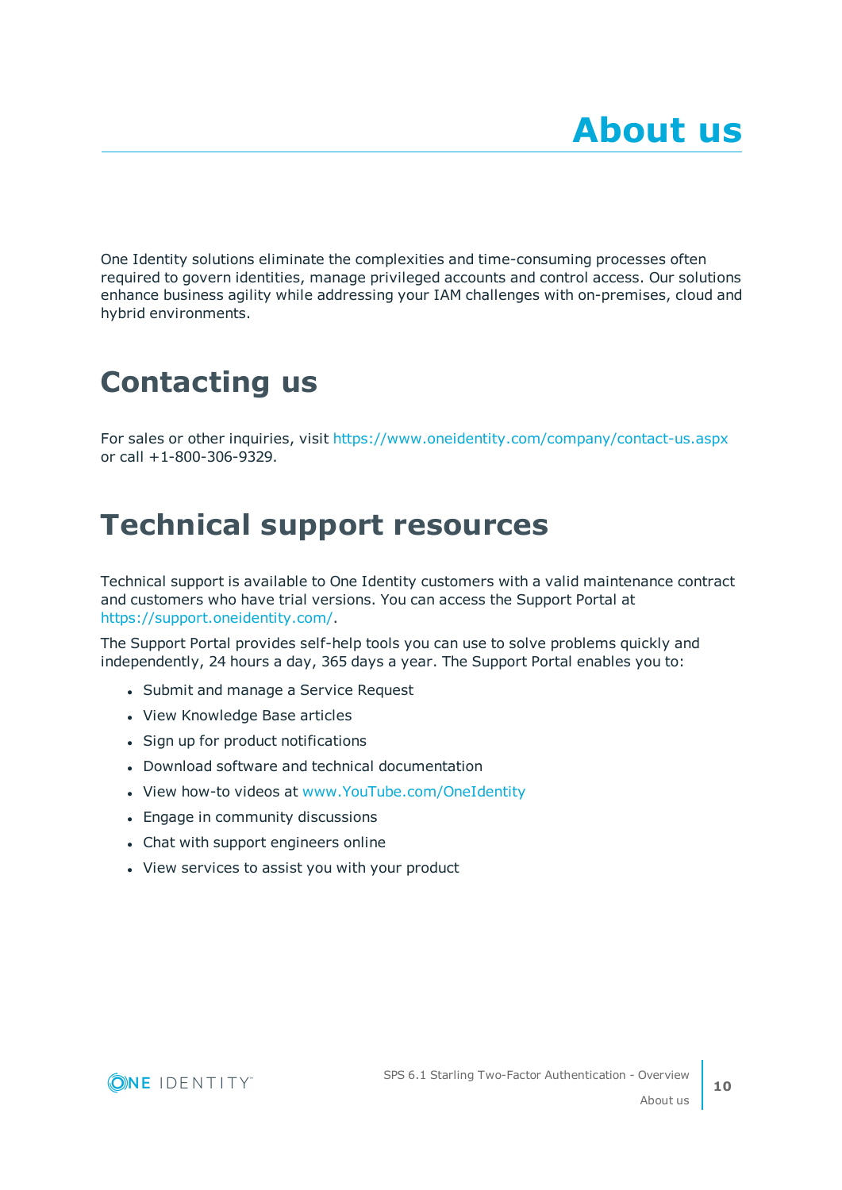# About us

One Identity solutions eliminate the complexities and time-consuming processes often required to govern identities, manage privileged accounts and control access. Our solutions enhance business agility while addressing your IAM challenges with on-premises, cloud and hybrid environments.

## Contacting us

For sales or other inquiries, visit https://www.oneidentity.com/company/contact-us.aspx or call +1-800-306-9329.

## Technical support resources

Technical support is available to One Identity customers with a valid maintenance contract and customers who have trial versions. You can access the Support Portal at https://support.oneidentity.com/.

The Support Portal provides self-help tools you can use to solve problems quickly and independently, 24 hours a day, 365 days a year. The Support Portal enables you to:

- Submit and manage a Service Request
- View Knowledge Base articles
- Sign up for product notifications
- Download software and technical documentation
- View how-to videos at www.YouTube.com/OneIdentity
- Engage in community discussions
- Chat with support engineers online
- View services to assist you with your product